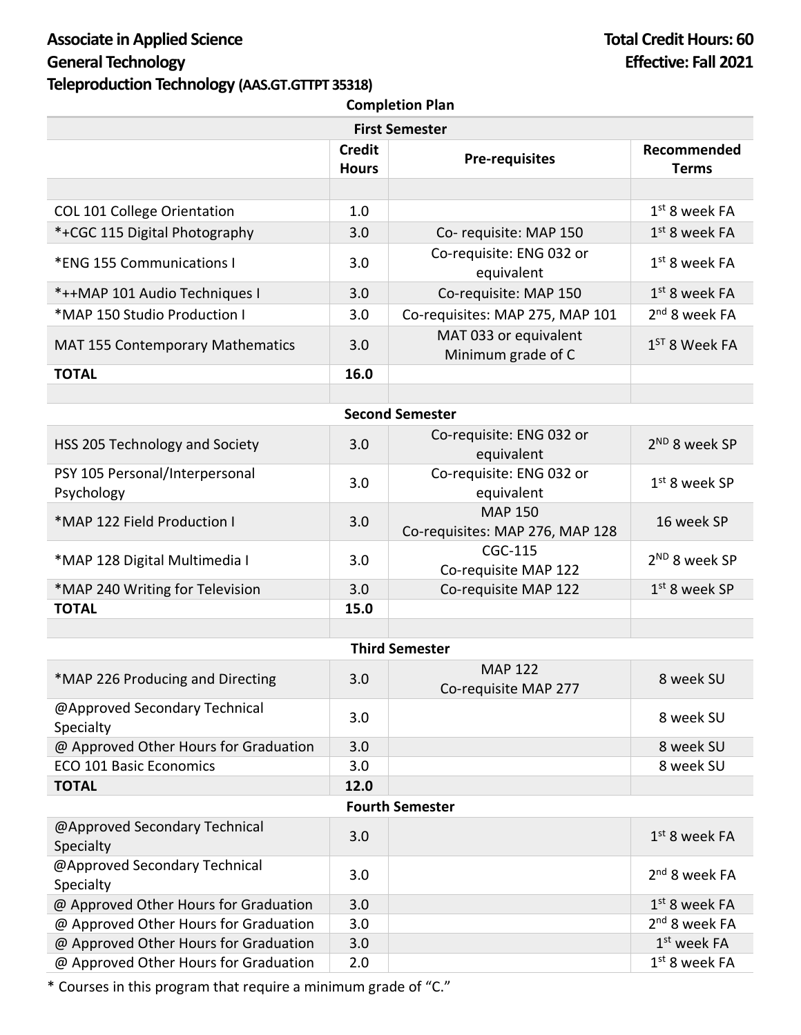**Associate in Applied Science**
**General Technology**
**Teleproduction Technology (AAS.GT.GTTPT 35318)**

**Total Credit Hours: 60**
**Effective: Fall 2021**

**Completion Plan**

| First Semester | | | |
|---|---|---|---|
| | **Credit Hours** | **Pre-requisites** | **Recommended Terms** |
| | | | |
| COL 101 College Orientation | 1.0 | | 1st 8 week FA |
| *+CGC 115 Digital Photography | 3.0 | Co- requisite: MAP 150 | 1st 8 week FA |
| *ENG 155 Communications I | 3.0 | Co-requisite: ENG 032 or equivalent | 1st 8 week FA |
| *++MAP 101 Audio Techniques I | 3.0 | Co-requisite: MAP 150 | 1st 8 week FA |
| *MAP 150 Studio Production I | 3.0 | Co-requisites: MAP 275, MAP 101 | 2nd 8 week FA |
| MAT 155 Contemporary Mathematics | 3.0 | MAT 033 or equivalent Minimum grade of C | 1ST 8 Week FA |
| **TOTAL** | **16.0** | | |
| | | | |
| **Second Semester** | | | |
| HSS 205 Technology and Society | 3.0 | Co-requisite: ENG 032 or equivalent | 2ND 8 week SP |
| PSY 105 Personal/Interpersonal Psychology | 3.0 | Co-requisite: ENG 032 or equivalent | 1st 8 week SP |
| *MAP 122 Field Production I | 3.0 | MAP 150 Co-requisites: MAP 276, MAP 128 | 16 week SP |
| *MAP 128 Digital Multimedia I | 3.0 | CGC-115 Co-requisite MAP 122 | 2ND 8 week SP |
| *MAP 240 Writing for Television | 3.0 | Co-requisite MAP 122 | 1st 8 week SP |
| **TOTAL** | **15.0** | | |
| | | | |
| **Third Semester** | | | |
| *MAP 226 Producing and Directing | 3.0 | MAP 122 Co-requisite MAP 277 | 8 week SU |
| @Approved Secondary Technical Specialty | 3.0 | | 8 week SU |
| @ Approved Other Hours for Graduation | 3.0 | | 8 week SU |
| ECO 101 Basic Economics | 3.0 | | 8 week SU |
| **TOTAL** | **12.0** | | |
| **Fourth Semester** | | | |
| @Approved Secondary Technical Specialty | 3.0 | | 1st 8 week FA |
| @Approved Secondary Technical Specialty | 3.0 | | 2nd 8 week FA |
| @ Approved Other Hours for Graduation | 3.0 | | 1st 8 week FA |
| @ Approved Other Hours for Graduation | 3.0 | | 2nd 8 week FA |
| @ Approved Other Hours for Graduation | 3.0 | | 1st week FA |
| @ Approved Other Hours for Graduation | 2.0 | | 1st 8 week FA |

* Courses in this program that require a minimum grade of "C."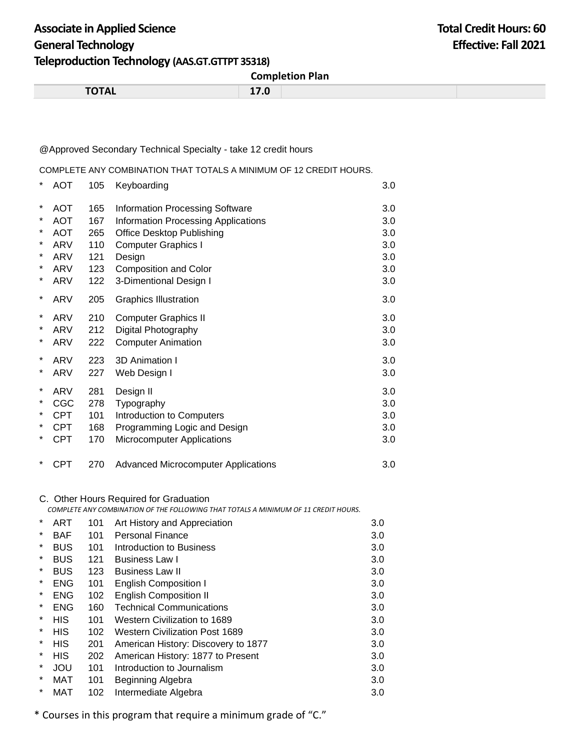**Associate in Applied Science** **Total Credit Hours: 60**
**General Technology** **Effective: Fall 2021**
**Teleproduction Technology (AAS.GT.GTTPT 35318)**

**Completion Plan**

| | | | |
|---|---|---|---|
| **TOTAL** | **17.0** | | |

@Approved Secondary Technical Specialty - take 12 credit hours

COMPLETE ANY COMBINATION THAT TOTALS A MINIMUM OF 12 CREDIT HOURS.

| | | | | |
|---|---|---|---|---|
| * | AOT | 105 | Keyboarding | 3.0 |
| * | AOT | 165 | Information Processing Software | 3.0 |
| * | AOT | 167 | Information Processing Applications | 3.0 |
| * | AOT | 265 | Office Desktop Publishing | 3.0 |
| * | ARV | 110 | Computer Graphics I | 3.0 |
| * | ARV | 121 | Design | 3.0 |
| * | ARV | 123 | Composition and Color | 3.0 |
| * | ARV | 122 | 3-Dimentional Design I | 3.0 |
| * | ARV | 205 | Graphics Illustration | 3.0 |
| * | ARV | 210 | Computer Graphics II | 3.0 |
| * | ARV | 212 | Digital Photography | 3.0 |
| * | ARV | 222 | Computer Animation | 3.0 |
| * | ARV | 223 | 3D Animation I | 3.0 |
| * | ARV | 227 | Web Design I | 3.0 |
| * | ARV | 281 | Design II | 3.0 |
| * | CGC | 278 | Typography | 3.0 |
| * | CPT | 101 | Introduction to Computers | 3.0 |
| * | CPT | 168 | Programming Logic and Design | 3.0 |
| * | CPT | 170 | Microcomputer Applications | 3.0 |
| * | CPT | 270 | Advanced Microcomputer Applications | 3.0 |

C. Other Hours Required for Graduation

*COMPLETE ANY COMBINATION OF THE FOLLOWING THAT TOTALS A MINIMUM OF 11 CREDIT HOURS.*

| | | | | |
|---|---|---|---|---|
| * | ART | 101 | Art History and Appreciation | 3.0 |
| * | BAF | 101 | Personal Finance | 3.0 |
| * | BUS | 101 | Introduction to Business | 3.0 |
| * | BUS | 121 | Business Law I | 3.0 |
| * | BUS | 123 | Business Law II | 3.0 |
| * | ENG | 101 | English Composition I | 3.0 |
| * | ENG | 102 | English Composition II | 3.0 |
| * | ENG | 160 | Technical Communications | 3.0 |
| * | HIS | 101 | Western Civilization to 1689 | 3.0 |
| * | HIS | 102 | Western Civilization Post 1689 | 3.0 |
| * | HIS | 201 | American History: Discovery to 1877 | 3.0 |
| * | HIS | 202 | American History: 1877 to Present | 3.0 |
| * | JOU | 101 | Introduction to Journalism | 3.0 |
| * | MAT | 101 | Beginning Algebra | 3.0 |
| * | MAT | 102 | Intermediate Algebra | 3.0 |

\* Courses in this program that require a minimum grade of "C."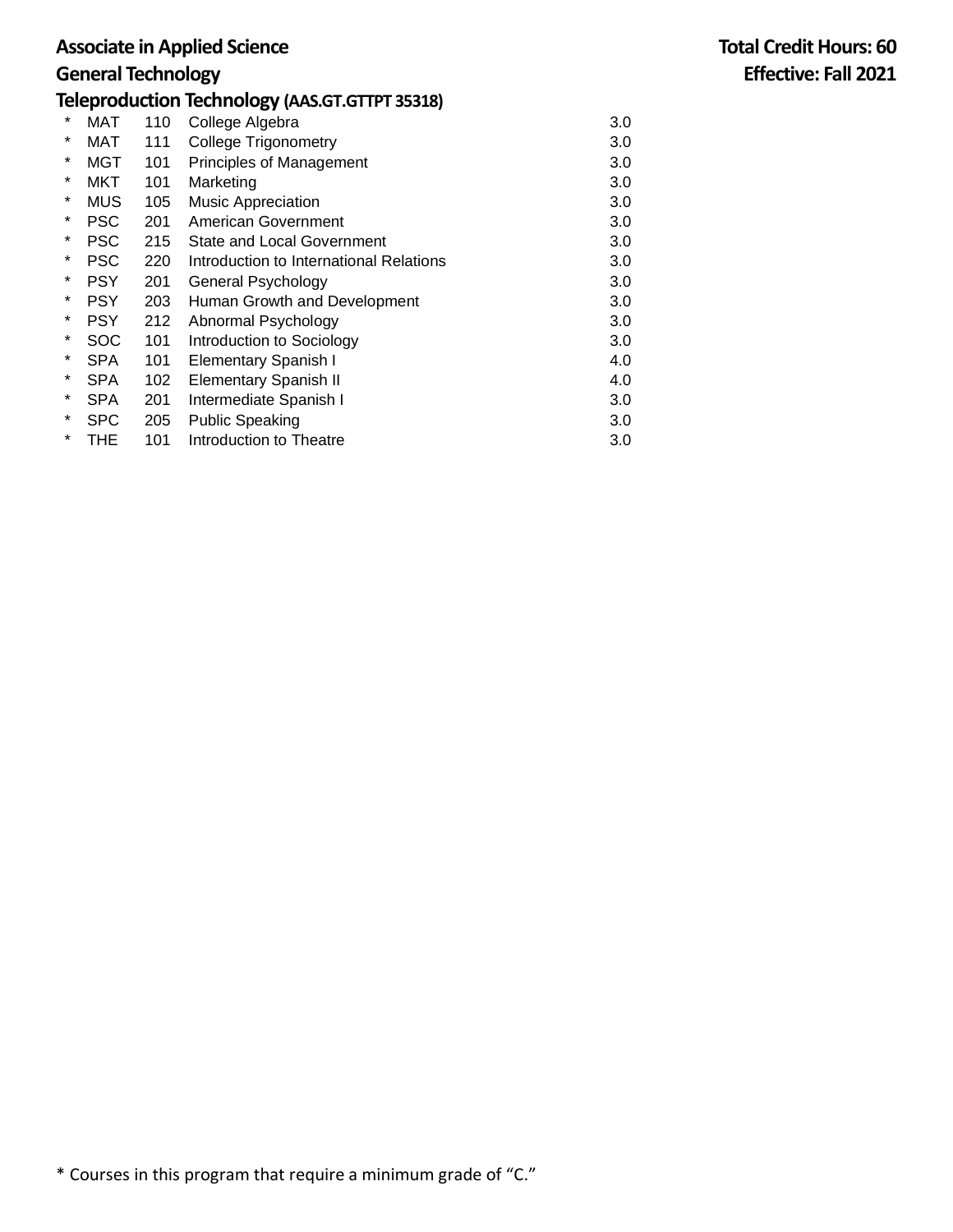**Associate in Applied Science** **Total Credit Hours: 60**
**General Technology** **Effective: Fall 2021**
**Teleproduction Technology (AAS.GT.GTTPT 35318)**

| | | | | |
|---|---|---|---|---|
| * | MAT | 110 | College Algebra | 3.0 |
| * | MAT | 111 | College Trigonometry | 3.0 |
| * | MGT | 101 | Principles of Management | 3.0 |
| * | MKT | 101 | Marketing | 3.0 |
| * | MUS | 105 | Music Appreciation | 3.0 |
| * | PSC | 201 | American Government | 3.0 |
| * | PSC | 215 | State and Local Government | 3.0 |
| * | PSC | 220 | Introduction to International Relations | 3.0 |
| * | PSY | 201 | General Psychology | 3.0 |
| * | PSY | 203 | Human Growth and Development | 3.0 |
| * | PSY | 212 | Abnormal Psychology | 3.0 |
| * | SOC | 101 | Introduction to Sociology | 3.0 |
| * | SPA | 101 | Elementary Spanish I | 4.0 |
| * | SPA | 102 | Elementary Spanish II | 4.0 |
| * | SPA | 201 | Intermediate Spanish I | 3.0 |
| * | SPC | 205 | Public Speaking | 3.0 |
| * | THE | 101 | Introduction to Theatre | 3.0 |

* Courses in this program that require a minimum grade of "C."